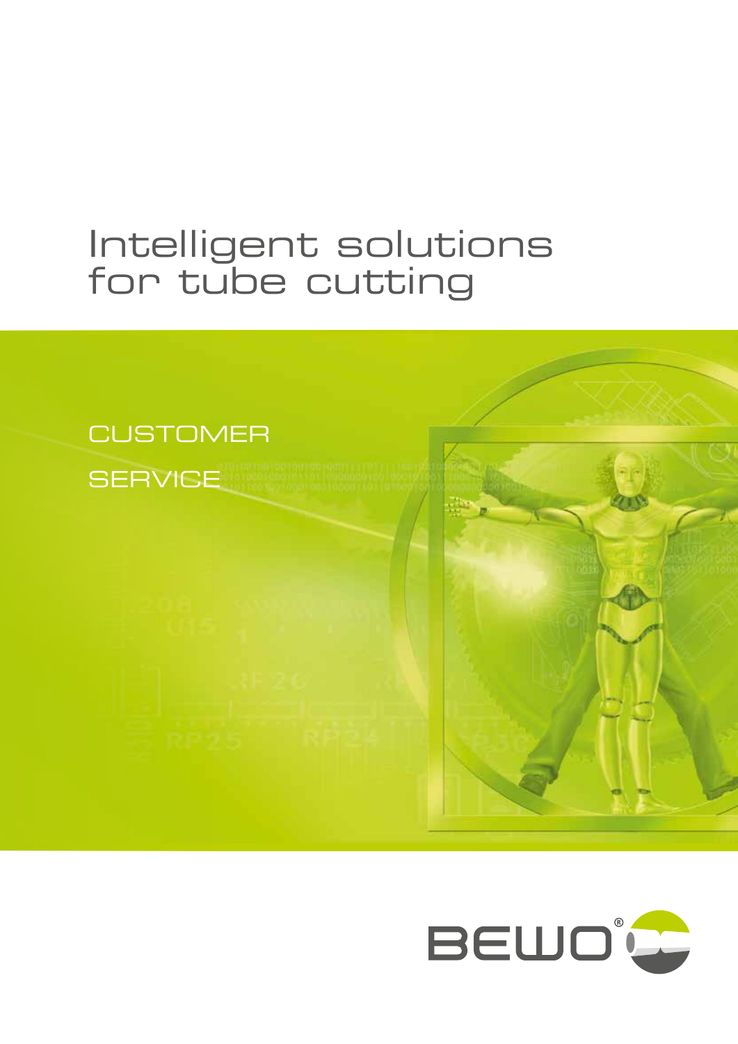# Intelligent solutions for tube cutting

## CUSTOMER SERVICE

BEWO®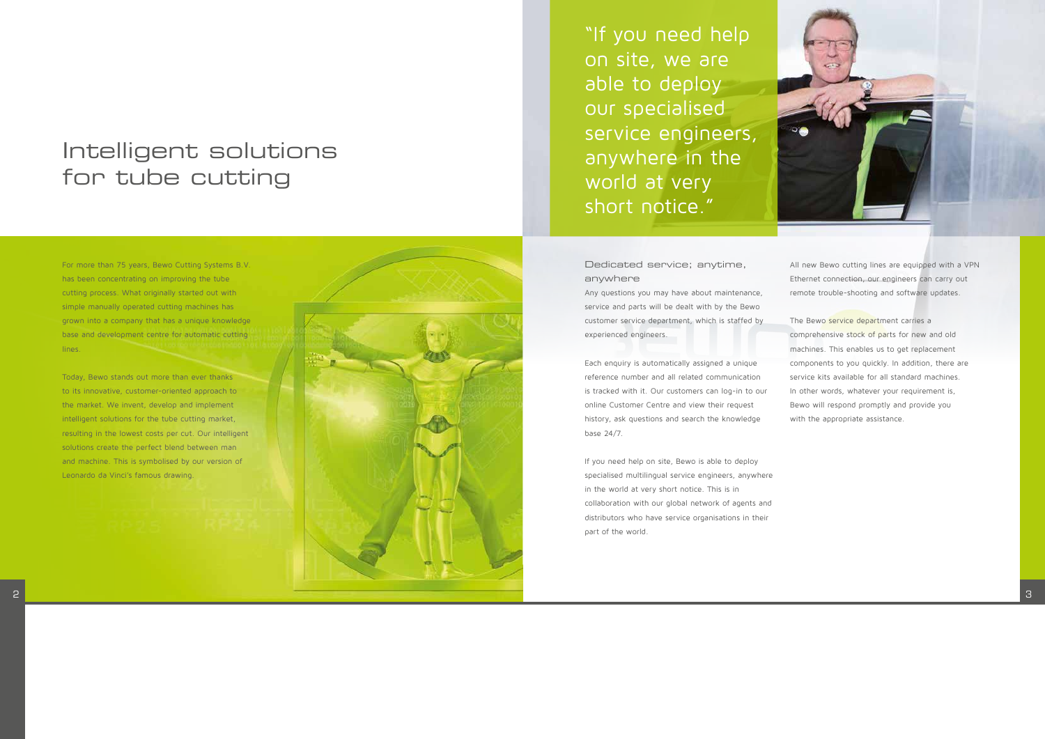# Intelligent solutions for tube cutting

For more than 75 years, Bewo Cutting Systems B.V. has been concentrating on improving the tube cutting process. What originally started out with simple manually operated cutting machines has grown into a company that has a unique knowledge base and development centre for automatic cutting lines.

Today, Bewo stands out more than ever thanks to its innovative, customer-oriented approach to the market. We invent, develop and implement intelligent solutions for the tube cutting market, resulting in the lowest costs per cut. Our intelligent solutions create the perfect blend between man and machine. This is symbolised by our version of Leonardo da Vinci's famous drawing.

"If you need help on site, we are able to deploy our specialised service engineers, anywhere in the world at very short notice."

## Dedicated service; anytime, anywhere

Any questions you may have about maintenance, service and parts will be dealt with by the Bewo customer service department, which is staffed by experienced engineers.

Each enquiry is automatically assigned a unique reference number and all related communication is tracked with it. Our customers can log-in to our online Customer Centre and view their request history, ask questions and search the knowledge base 24/7.

If you need help on site, Bewo is able to deploy specialised multilingual service engineers, anywhere in the world at very short notice. This is in collaboration with our global network of agents and distributors who have service organisations in their part of the world.

All new Bewo cutting lines are equipped with a VPN Ethernet connection, our engineers can carry out remote trouble-shooting and software updates.

The Bewo service department carries a comprehensive stock of parts for new and old machines. This enables us to get replacement components to you quickly. In addition, there are service kits available for all standard machines. In other words, whatever your requirement is, Bewo will respond promptly and provide you with the appropriate assistance.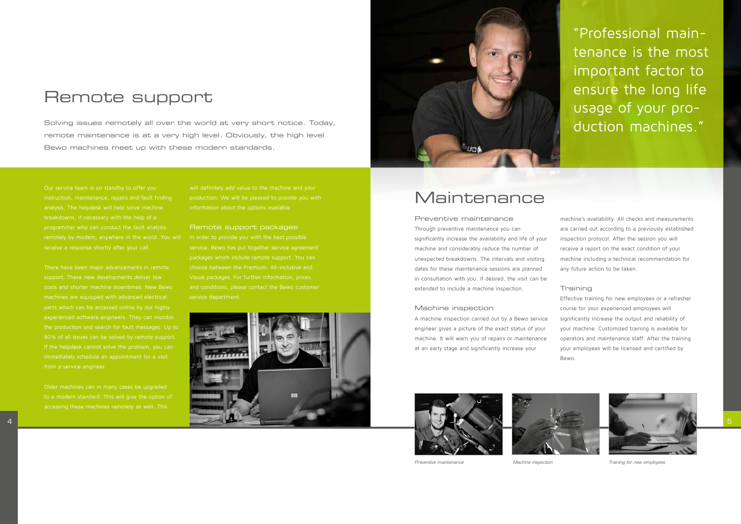# Remote support

Solving issues remotely all over the world at very short notice. Today, remote maintenance is at a very high level. Obviously, the high level Bewo machines meet up with these modern standards.

Our service team is on standby to offer you instruction, maintenance, repairs and fault finding analysis. The helpdesk will help solve machine breakdowns, if necessary with the help of a programmer who can conduct the fault analysis remotely by modem, anywhere in the world. You will receive a response shortly after your call.

There have been major advancements in remote support. These new developments deliver low costs and shorter machine downtimes. New Bewo machines are equipped with advanced electrical parts which can be accessed online by our highly experienced software engineers. They can monitor the production and search for fault messages. Up to 80% of all issues can be solved by remote support. If the helpdesk cannot solve the problem, you can immediately schedule an appointment for a visit from a service engineer.

Older machines can in many cases be upgraded to a modern standard. This will give the option of accessing these machines remotely as well. This will definitely add value to the machine and your production. We will be pleased to provide you with information about the options available.

### Remote support packages

In order to provide you with the best possible service, Bewo has put together service agreement packages which include remote support. You can choose between the Premium, All-inclusive and Visual packages. For further information, prices and conditions, please contact the Bewo customer service department.

"Professional maintenance is the most important factor to ensure the long life usage of your production machines."

# Maintenance

### Preventive maintenance

Through preventive maintenance you can significantly increase the availability and life of your machine and considerably reduce the number of unexpected breakdowns. The intervals and visiting dates for these maintenance sessions are planned in consultation with you. If desired, the visit can be extended to include a machine inspection.

### Machine inspection

A machine inspection carried out by a Bewo service engineer gives a picture of the exact status of your machine. It will warn you of repairs or maintenance at an early stage and significantly increase your machine's availability. All checks and measurements are carried out according to a previously established inspection protocol. After the session you will receive a report on the exact condition of your machine including a technical recommendation for any future action to be taken.

### Training

Effective training for new employees or a refresher course for your experienced employees will significantly increase the output and reliability of your machine. Customized training is available for operators and maintenance staff. After the training your employees will be licensed and certified by Bewo.

*Preventive maintenance*

*Machine inspection*

*Training for new employees*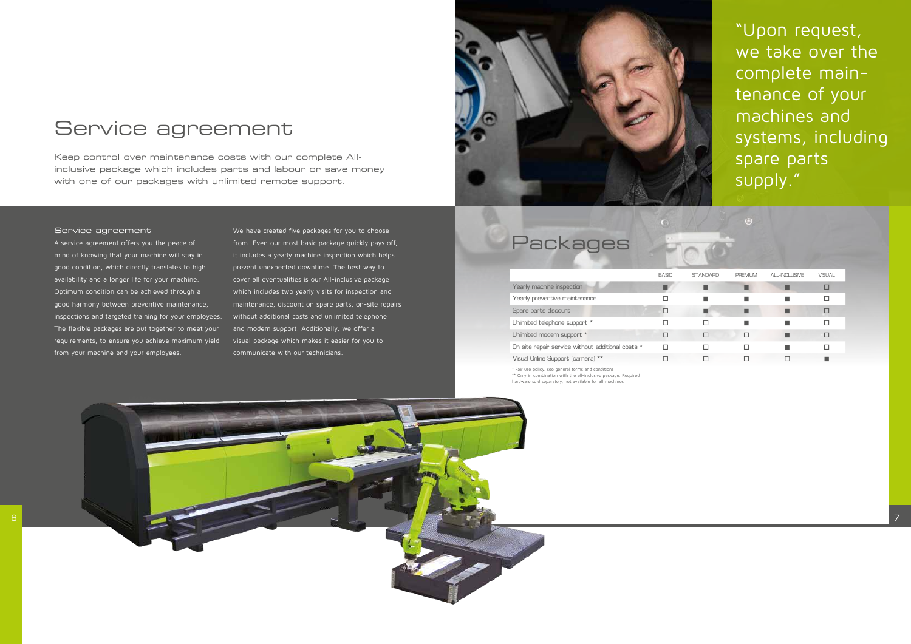# Service agreement

Keep control over maintenance costs with our complete All-inclusive package which includes parts and labour or save money with one of our packages with unlimited remote support.

"Upon request, we take over the complete maintenance of your machines and systems, including spare parts supply."

### Service agreement

A service agreement offers you the peace of mind of knowing that your machine will stay in good condition, which directly translates to high availability and a longer life for your machine. Optimum condition can be achieved through a good harmony between preventive maintenance, inspections and targeted training for your employees. The flexible packages are put together to meet your requirements, to ensure you achieve maximum yield from your machine and your employees.

We have created five packages for you to choose from. Even our most basic package quickly pays off, it includes a yearly machine inspection which helps prevent unexpected downtime. The best way to cover all eventualities is our All-inclusive package which includes two yearly visits for inspection and maintenance, discount on spare parts, on-site repairs without additional costs and unlimited telephone and modem support. Additionally, we offer a visual package which makes it easier for you to communicate with our technicians.

## Packages

| | BASIC | STANDARD | PREMIUM | ALL-INCLUSIVE | VISUAL |
|---|---|---|---|---|---|
| Yearly machine inspection | ■ | ■ | ■ | ■ | □ |
| Yearly preventive maintenance | □ | ■ | ■ | ■ | □ |
| Spare parts discount | □ | ■ | ■ | ■ | □ |
| Unlimited telephone support * | □ | □ | ■ | ■ | □ |
| Unlimited modem support * | □ | □ | □ | ■ | □ |
| On site repair service without additional costs * | □ | □ | □ | ■ | □ |
| Visual Online Support (camera) ** | □ | □ | □ | □ | ■ |

\* Fair use policy, see general terms and conditions
\*\* Only in combination with the all-inclusive package. Required hardware sold separately, not available for all machines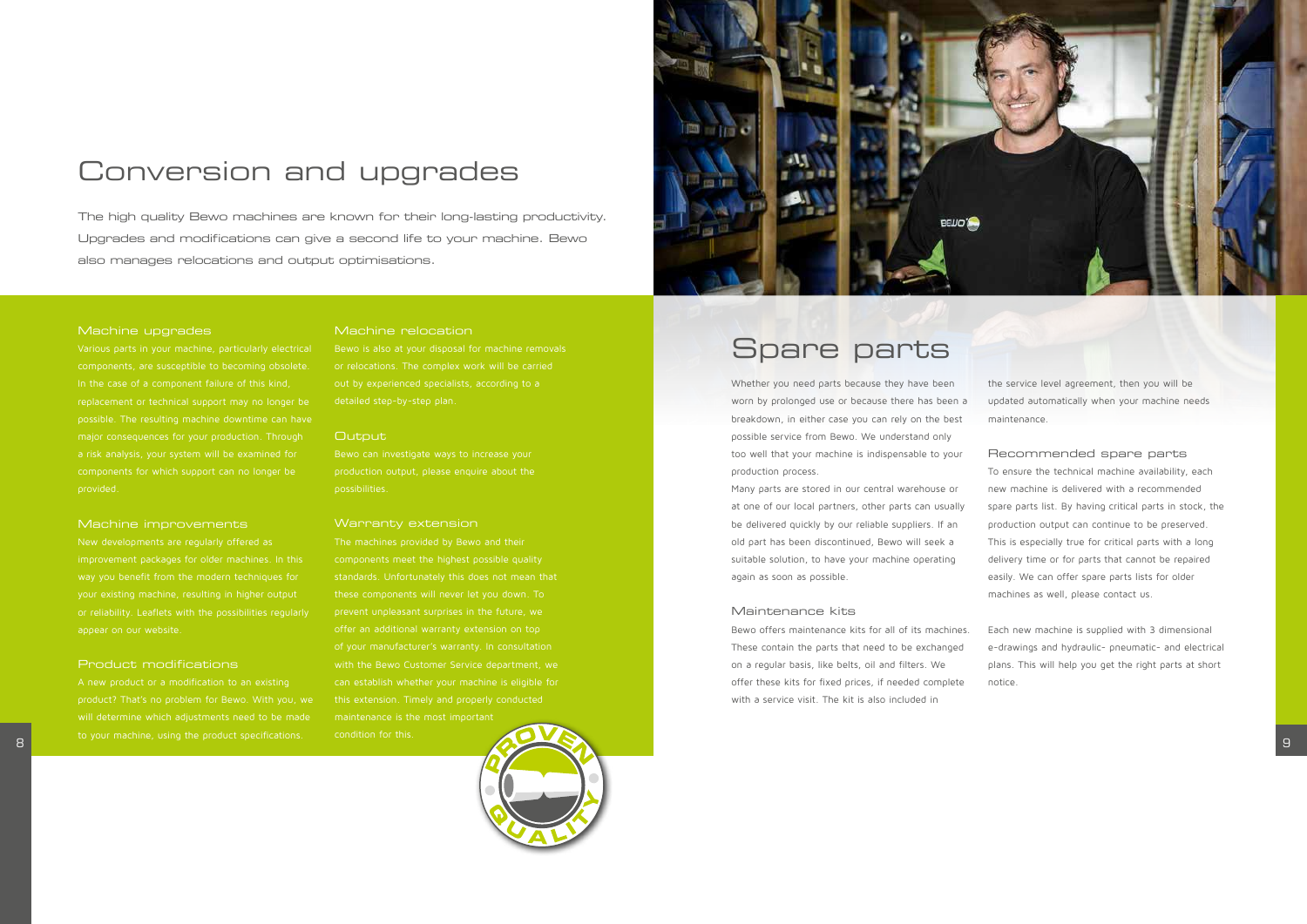# Conversion and upgrades

The high quality Bewo machines are known for their long-lasting productivity. Upgrades and modifications can give a second life to your machine. Bewo also manages relocations and output optimisations.

### Machine upgrades

Various parts in your machine, particularly electrical components, are susceptible to becoming obsolete. In the case of a component failure of this kind, replacement or technical support may no longer be possible. The resulting machine downtime can have major consequences for your production. Through a risk analysis, your system will be examined for components for which support can no longer be provided.

### Machine improvements

New developments are regularly offered as improvement packages for older machines. In this way you benefit from the modern techniques for your existing machine, resulting in higher output or reliability. Leaflets with the possibilities regularly appear on our website.

### Product modifications

A new product or a modification to an existing product? That's no problem for Bewo. With you, we will determine which adjustments need to be made to your machine, using the product specifications.

### Machine relocation

Bewo is also at your disposal for machine removals or relocations. The complex work will be carried out by experienced specialists, according to a detailed step-by-step plan.

### Output

Bewo can investigate ways to increase your production output, please enquire about the possibilities.

### Warranty extension

The machines provided by Bewo and their components meet the highest possible quality standards. Unfortunately this does not mean that these components will never let you down. To prevent unpleasant surprises in the future, we offer an additional warranty extension on top of your manufacturer's warranty. In consultation with the Bewo Customer Service department, we can establish whether your machine is eligible for this extension. Timely and properly conducted maintenance is the most important condition for this.

# Spare parts

Whether you need parts because they have been worn by prolonged use or because there has been a breakdown, in either case you can rely on the best possible service from Bewo. We understand only too well that your machine is indispensable to your production process.

Many parts are stored in our central warehouse or at one of our local partners, other parts can usually be delivered quickly by our reliable suppliers. If an old part has been discontinued, Bewo will seek a suitable solution, to have your machine operating again as soon as possible.

### Maintenance kits

Bewo offers maintenance kits for all of its machines. These contain the parts that need to be exchanged on a regular basis, like belts, oil and filters. We offer these kits for fixed prices, if needed complete with a service visit. The kit is also included in the service level agreement, then you will be updated automatically when your machine needs maintenance.

### Recommended spare parts

To ensure the technical machine availability, each new machine is delivered with a recommended spare parts list. By having critical parts in stock, the production output can continue to be preserved. This is especially true for critical parts with a long delivery time or for parts that cannot be repaired easily. We can offer spare parts lists for older machines as well, please contact us.

Each new machine is supplied with 3 dimensional e-drawings and hydraulic- pneumatic- and electrical plans. This will help you get the right parts at short notice.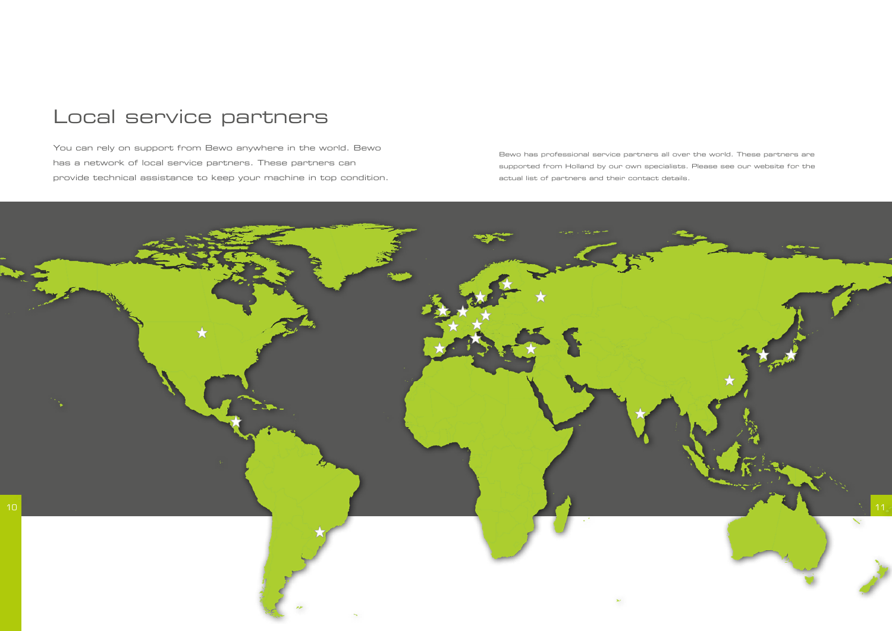# Local service partners

You can rely on support from Bewo anywhere in the world. Bewo has a network of local service partners. These partners can provide technical assistance to keep your machine in top condition.

Bewo has professional service partners all over the world. These partners are supported from Holland by our own specialists. Please see our website for the actual list of partners and their contact details.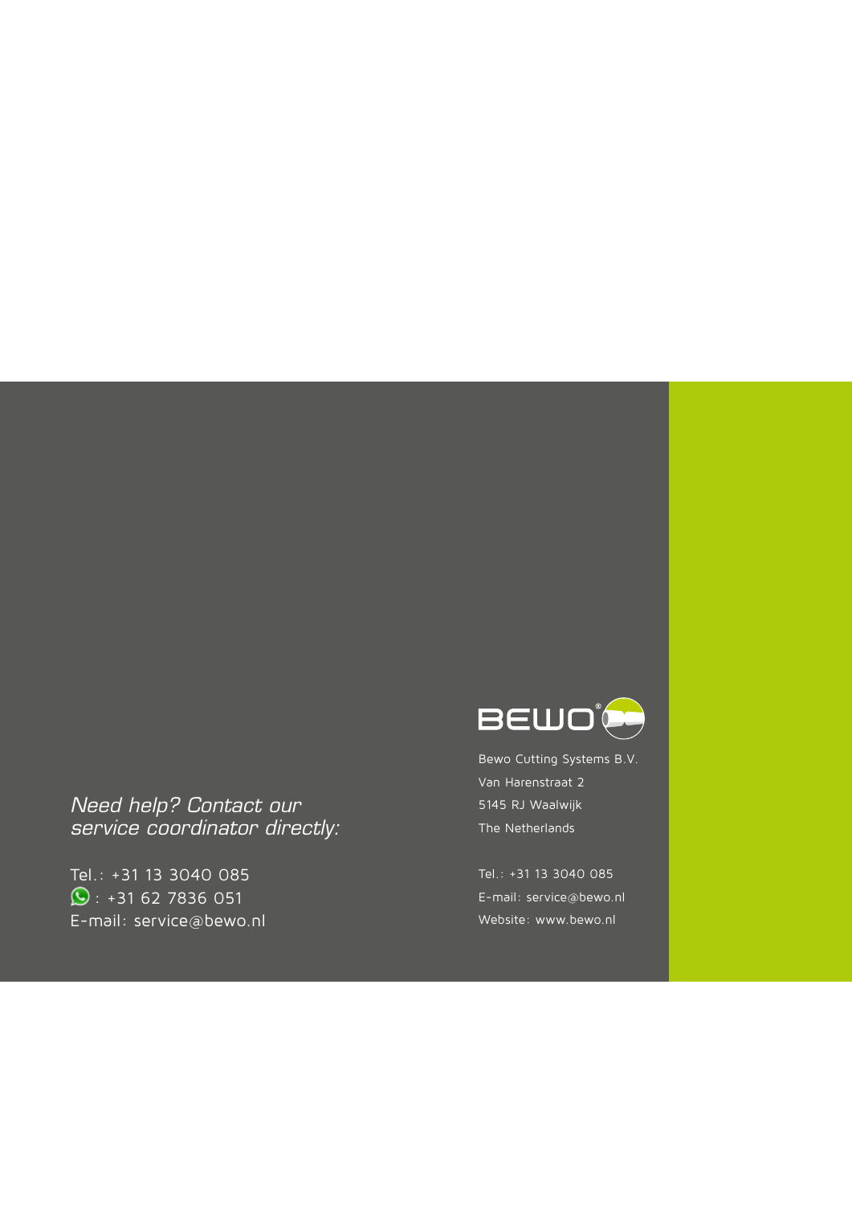*Need help? Contact our service coordinator directly:*

Tel.: +31 13 3040 085

: +31 62 7836 051

E-mail: service@bewo.nl

BEWO®

Bewo Cutting Systems B.V.

Van Harenstraat 2

5145 RJ Waalwijk

The Netherlands

Tel.: +31 13 3040 085

E-mail: service@bewo.nl

Website: www.bewo.nl